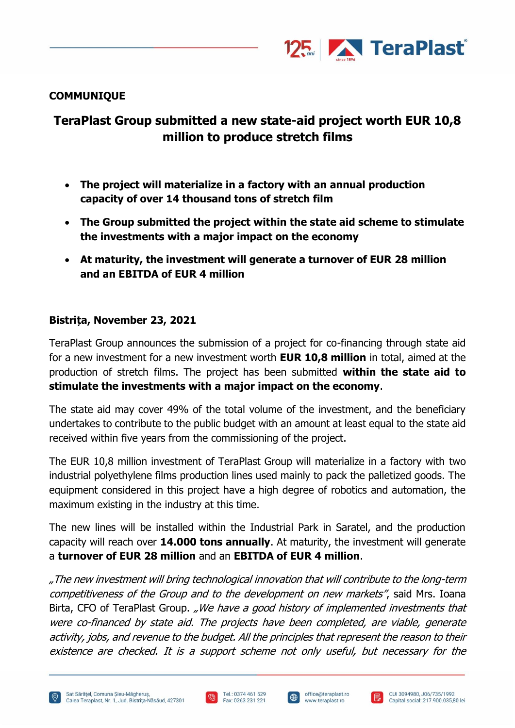**COMMUNIQUE**

# TeraPlast Group submitted a new state-aid project worth EUR 10,8 million to produce stretch films

- **The project will materialize in a factory with an annual production capacity of over 14 thousand tons of stretch film**
- **The Group submitted the project within the state aid scheme to stimulate the investments with a major impact on the economy**
- **At maturity, the investment will generate a turnover of EUR 28 million and an EBITDA of EUR 4 million**

**Bistrița, November 23, 2021**

TeraPlast Group announces the submission of a project for co-financing through state aid for a new investment for a new investment worth **EUR 10,8 million** in total, aimed at the production of stretch films. The project has been submitted **within the state aid to stimulate the investments with a major impact on the economy**.

The state aid may cover 49% of the total volume of the investment, and the beneficiary undertakes to contribute to the public budget with an amount at least equal to the state aid received within five years from the commissioning of the project.

The EUR 10,8 million investment of TeraPlast Group will materialize in a factory with two industrial polyethylene films production lines used mainly to pack the palletized goods. The equipment considered in this project have a high degree of robotics and automation, the maximum existing in the industry at this time.

The new lines will be installed within the Industrial Park in Saratel, and the production capacity will reach over **14.000 tons annually**. At maturity, the investment will generate a **turnover of EUR 28 million** and an **EBITDA of EUR 4 million**.

*„The new investment will bring technological innovation that will contribute to the long-term competitiveness of the Group and to the development on new markets"*, said Mrs. Ioana Birta, CFO of TeraPlast Group. *„We have a good history of implemented investments that were co-financed by state aid. The projects have been completed, are viable, generate activity, jobs, and revenue to the budget. All the principles that represent the reason to their existence are checked. It is a support scheme not only useful, but necessary for the*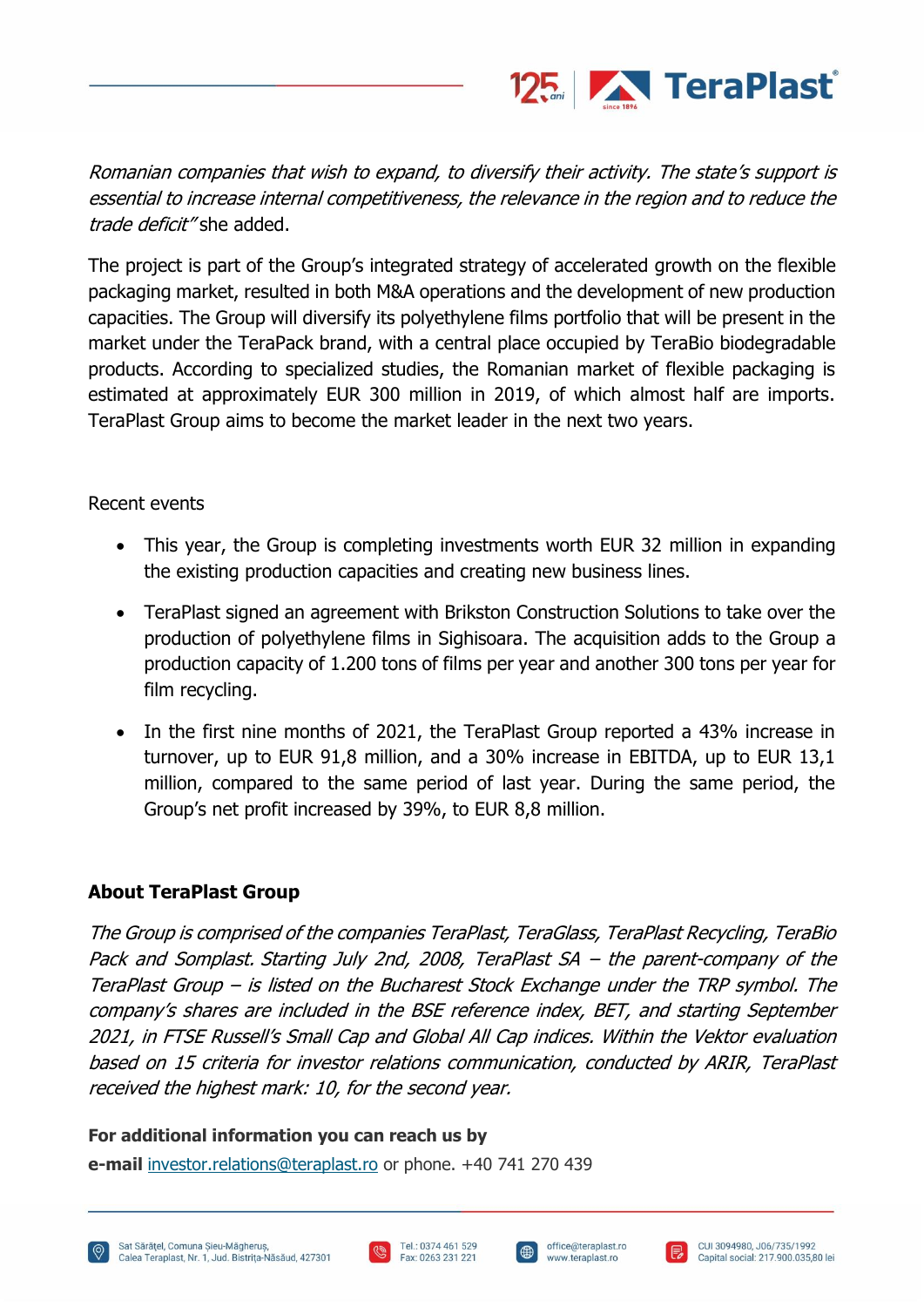*Romanian companies that wish to expand, to diversify their activity. The state's support is essential to increase internal competitiveness, the relevance in the region and to reduce the trade deficit"* she added.

The project is part of the Group's integrated strategy of accelerated growth on the flexible packaging market, resulted in both M&A operations and the development of new production capacities. The Group will diversify its polyethylene films portfolio that will be present in the market under the TeraPack brand, with a central place occupied by TeraBio biodegradable products. According to specialized studies, the Romanian market of flexible packaging is estimated at approximately EUR 300 million in 2019, of which almost half are imports. TeraPlast Group aims to become the market leader in the next two years.

Recent events

- This year, the Group is completing investments worth EUR 32 million in expanding the existing production capacities and creating new business lines.
- TeraPlast signed an agreement with Brikston Construction Solutions to take over the production of polyethylene films in Sighisoara. The acquisition adds to the Group a production capacity of 1.200 tons of films per year and another 300 tons per year for film recycling.
- In the first nine months of 2021, the TeraPlast Group reported a 43% increase in turnover, up to EUR 91,8 million, and a 30% increase in EBITDA, up to EUR 13,1 million, compared to the same period of last year. During the same period, the Group's net profit increased by 39%, to EUR 8,8 million.

## About TeraPlast Group

*The Group is comprised of the companies TeraPlast, TeraGlass, TeraPlast Recycling, TeraBio Pack and Somplast. Starting July 2nd, 2008, TeraPlast SA – the parent-company of the TeraPlast Group – is listed on the Bucharest Stock Exchange under the TRP symbol. The company's shares are included in the BSE reference index, BET, and starting September 2021, in FTSE Russell's Small Cap and Global All Cap indices. Within the Vektor evaluation based on 15 criteria for investor relations communication, conducted by ARIR, TeraPlast received the highest mark: 10, for the second year.*

**For additional information you can reach us by**

**e-mail** investor.relations@teraplast.ro or phone. +40 741 270 439